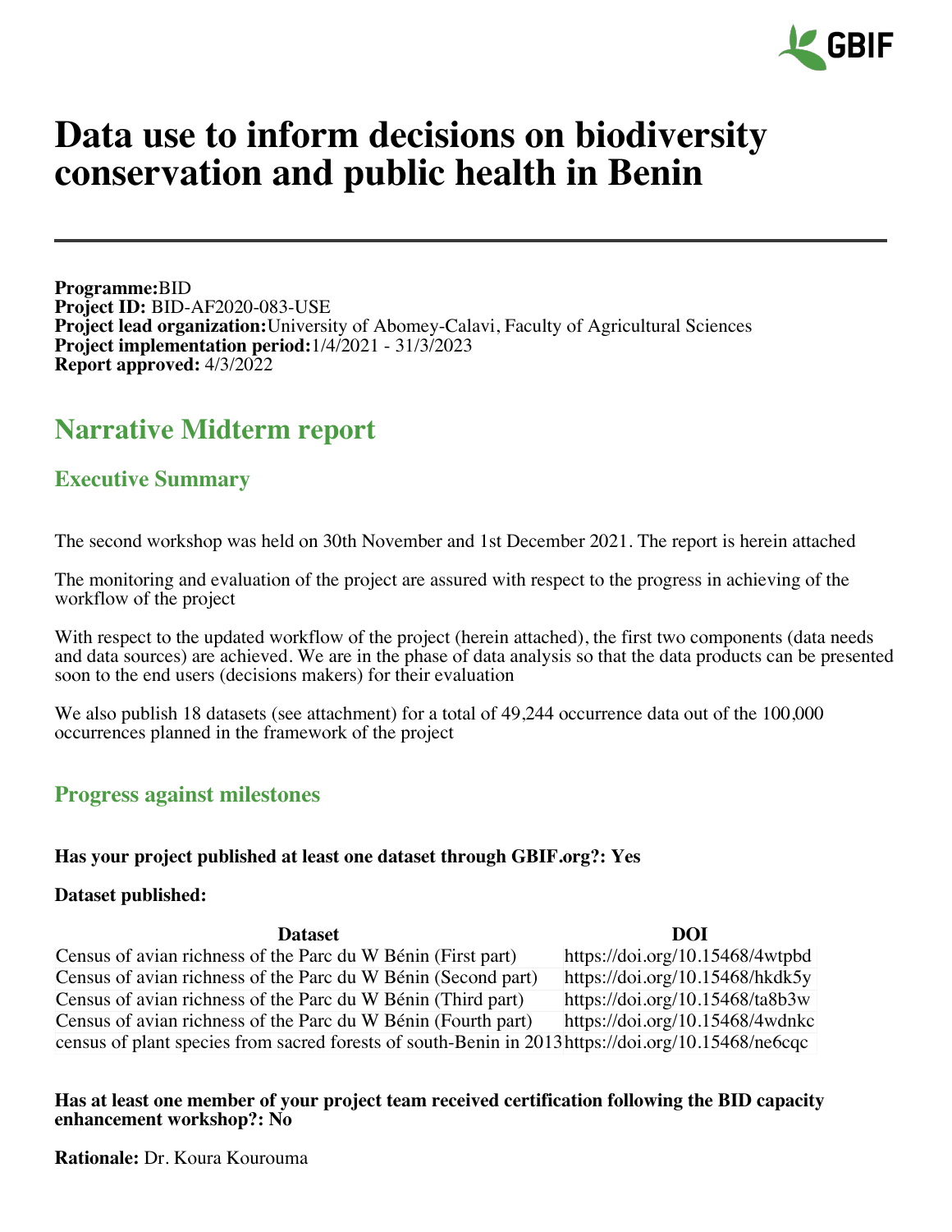# Data use to inform decisions on biodiversity conservation and public health in Benin

**Programme:**BID
**Project ID:** BID-AF2020-083-USE
**Project lead organization:**University of Abomey-Calavi, Faculty of Agricultural Sciences
**Project implementation period:**1/4/2021 - 31/3/2023
**Report approved:** 4/3/2022

## Narrative Midterm report

### Executive Summary

The second workshop was held on 30th November and 1st December 2021. The report is herein attached

The monitoring and evaluation of the project are assured with respect to the progress in achieving of the workflow of the project

With respect to the updated workflow of the project (herein attached), the first two components (data needs and data sources) are achieved. We are in the phase of data analysis so that the data products can be presented soon to the end users (decisions makers) for their evaluation

We also publish 18 datasets (see attachment) for a total of 49,244 occurrence data out of the 100,000 occurrences planned in the framework of the project

### Progress against milestones

**Has your project published at least one dataset through GBIF.org?: Yes**

**Dataset published:**

| Dataset | DOI |
| --- | --- |
| Census of avian richness of the Parc du W Bénin (First part) | https://doi.org/10.15468/4wtpbd |
| Census of avian richness of the Parc du W Bénin (Second part) | https://doi.org/10.15468/hkdk5y |
| Census of avian richness of the Parc du W Bénin (Third part) | https://doi.org/10.15468/ta8b3w |
| Census of avian richness of the Parc du W Bénin (Fourth part) | https://doi.org/10.15468/4wdnkc |
| census of plant species from sacred forests of south-Benin in 2013 | https://doi.org/10.15468/ne6cqc |

**Has at least one member of your project team received certification following the BID capacity enhancement workshop?: No**

**Rationale:** Dr. Koura Kourouma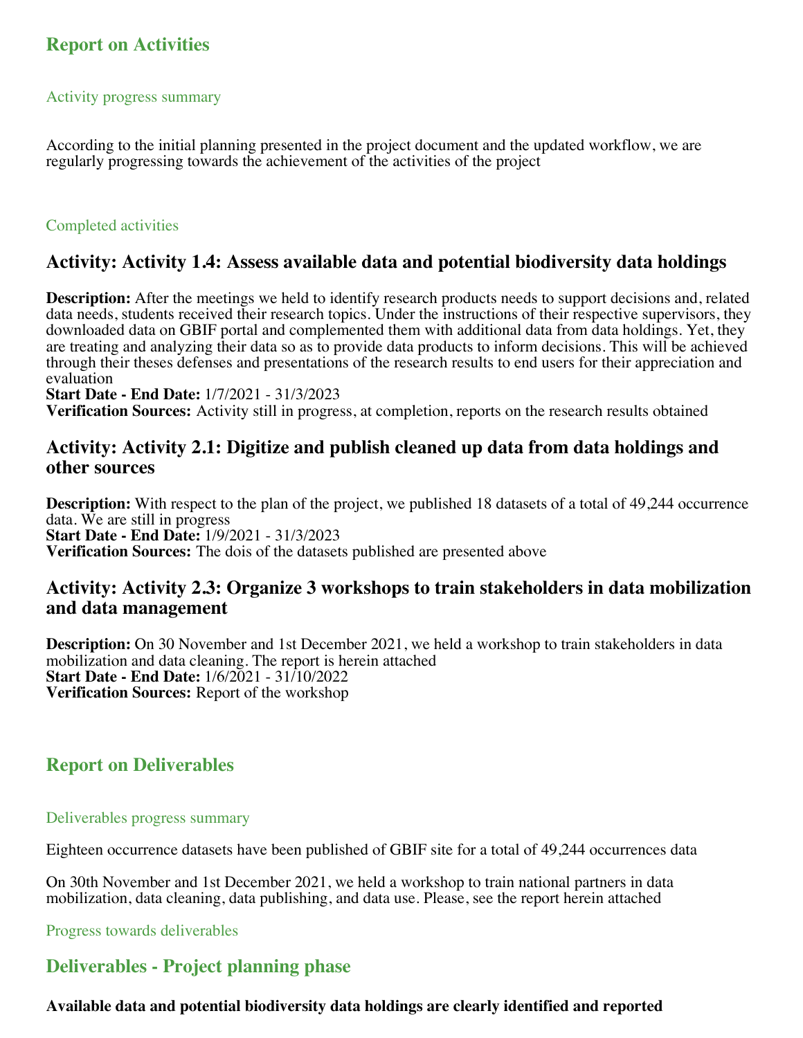## Report on Activities

### Activity progress summary

According to the initial planning presented in the project document and the updated workflow, we are regularly progressing towards the achievement of the activities of the project

### Completed activities

## Activity: Activity 1.4: Assess available data and potential biodiversity data holdings

**Description:** After the meetings we held to identify research products needs to support decisions and, related data needs, students received their research topics. Under the instructions of their respective supervisors, they downloaded data on GBIF portal and complemented them with additional data from data holdings. Yet, they are treating and analyzing their data so as to provide data products to inform decisions. This will be achieved through their theses defenses and presentations of the research results to end users for their appreciation and evaluation
**Start Date - End Date:** 1/7/2021 - 31/3/2023
**Verification Sources:** Activity still in progress, at completion, reports on the research results obtained

## Activity: Activity 2.1: Digitize and publish cleaned up data from data holdings and other sources

**Description:** With respect to the plan of the project, we published 18 datasets of a total of 49,244 occurrence data. We are still in progress
**Start Date - End Date:** 1/9/2021 - 31/3/2023
**Verification Sources:** The dois of the datasets published are presented above

## Activity: Activity 2.3: Organize 3 workshops to train stakeholders in data mobilization and data management

**Description:** On 30 November and 1st December 2021, we held a workshop to train stakeholders in data mobilization and data cleaning. The report is herein attached
**Start Date - End Date:** 1/6/2021 - 31/10/2022
**Verification Sources:** Report of the workshop

## Report on Deliverables

### Deliverables progress summary

Eighteen occurrence datasets have been published of GBIF site for a total of 49,244 occurrences data

On 30th November and 1st December 2021, we held a workshop to train national partners in data mobilization, data cleaning, data publishing, and data use. Please, see the report herein attached

### Progress towards deliverables

## Deliverables - Project planning phase

**Available data and potential biodiversity data holdings are clearly identified and reported**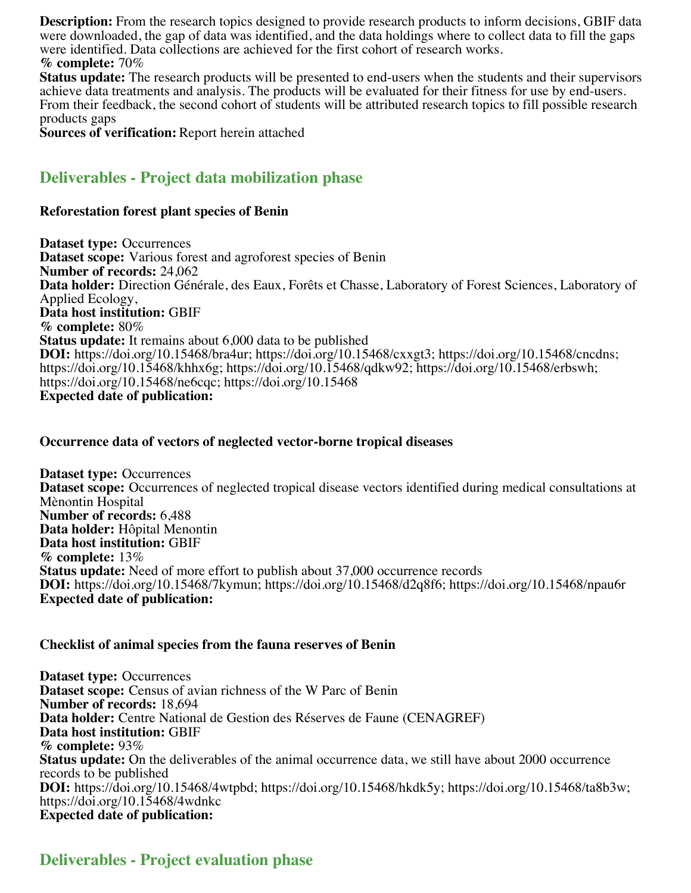**Description:** From the research topics designed to provide research products to inform decisions, GBIF data were downloaded, the gap of data was identified, and the data holdings where to collect data to fill the gaps were identified. Data collections are achieved for the first cohort of research works.
**% complete:** 70%
**Status update:** The research products will be presented to end-users when the students and their supervisors achieve data treatments and analysis. The products will be evaluated for their fitness for use by end-users. From their feedback, the second cohort of students will be attributed research topics to fill possible research products gaps
**Sources of verification:** Report herein attached

## Deliverables - Project data mobilization phase

### Reforestation forest plant species of Benin

**Dataset type:** Occurrences
**Dataset scope:** Various forest and agroforest species of Benin
**Number of records:** 24,062
**Data holder:** Direction Générale, des Eaux, Forêts et Chasse, Laboratory of Forest Sciences, Laboratory of Applied Ecology,
**Data host institution:** GBIF
**% complete:** 80%
**Status update:** It remains about 6,000 data to be published
**DOI:** https://doi.org/10.15468/bra4ur; https://doi.org/10.15468/cxxgt3; https://doi.org/10.15468/cncdns; https://doi.org/10.15468/khhx6g; https://doi.org/10.15468/qdkw92; https://doi.org/10.15468/erbswh; https://doi.org/10.15468/ne6cqc; https://doi.org/10.15468
**Expected date of publication:**

### Occurrence data of vectors of neglected vector-borne tropical diseases

**Dataset type:** Occurrences
**Dataset scope:** Occurrences of neglected tropical disease vectors identified during medical consultations at Mènontin Hospital
**Number of records:** 6,488
**Data holder:** Hôpital Menontin
**Data host institution:** GBIF
**% complete:** 13%
**Status update:** Need of more effort to publish about 37,000 occurrence records
**DOI:** https://doi.org/10.15468/7kymun; https://doi.org/10.15468/d2q8f6; https://doi.org/10.15468/npau6r
**Expected date of publication:**

### Checklist of animal species from the fauna reserves of Benin

**Dataset type:** Occurrences
**Dataset scope:** Census of avian richness of the W Parc of Benin
**Number of records:** 18,694
**Data holder:** Centre National de Gestion des Réserves de Faune (CENAGREF)
**Data host institution:** GBIF
**% complete:** 93%
**Status update:** On the deliverables of the animal occurrence data, we still have about 2000 occurrence records to be published
**DOI:** https://doi.org/10.15468/4wtpbd; https://doi.org/10.15468/hkdk5y; https://doi.org/10.15468/ta8b3w; https://doi.org/10.15468/4wdnkc
**Expected date of publication:**

## Deliverables - Project evaluation phase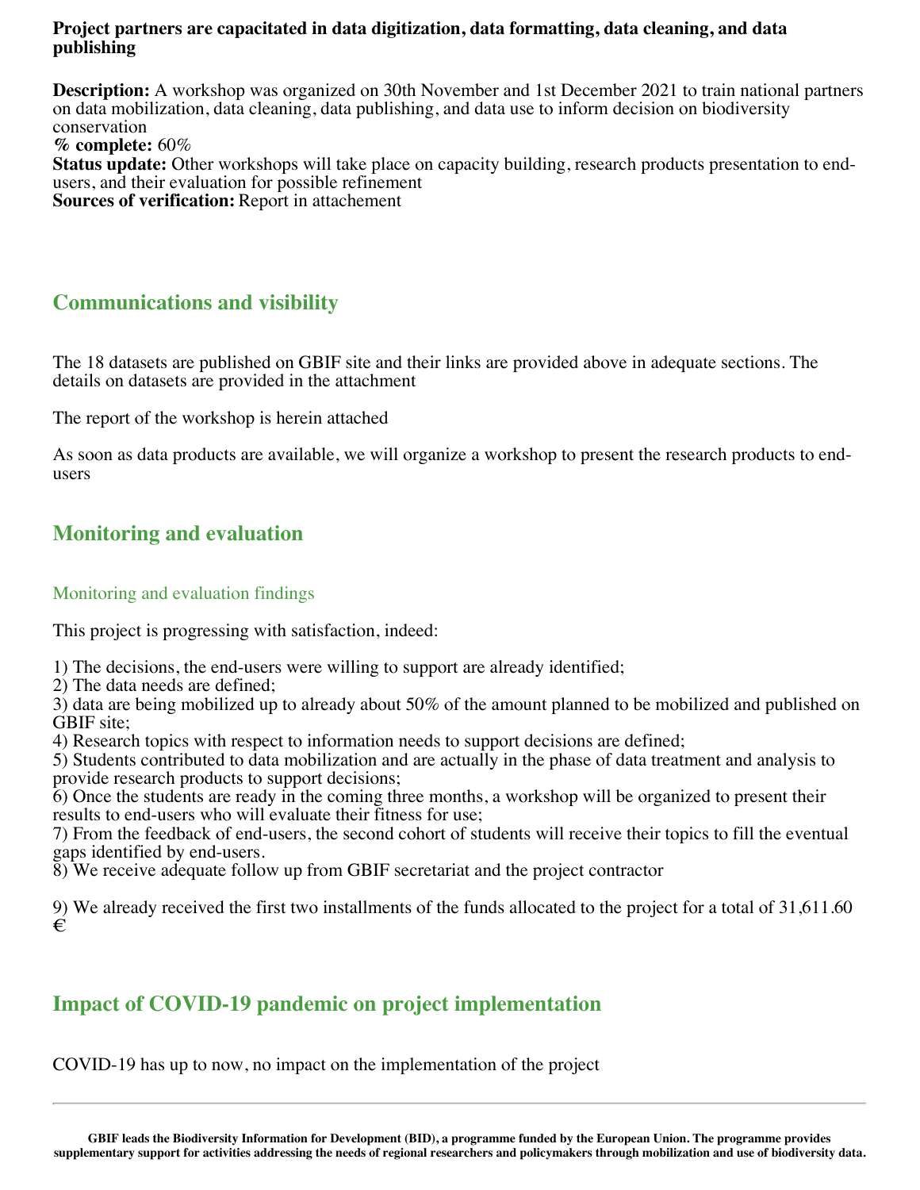**Project partners are capacitated in data digitization, data formatting, data cleaning, and data publishing**

**Description:** A workshop was organized on 30th November and 1st December 2021 to train national partners on data mobilization, data cleaning, data publishing, and data use to inform decision on biodiversity conservation
**% complete:** 60%
**Status update:** Other workshops will take place on capacity building, research products presentation to end-users, and their evaluation for possible refinement
**Sources of verification:** Report in attachement

## Communications and visibility

The 18 datasets are published on GBIF site and their links are provided above in adequate sections. The details on datasets are provided in the attachment

The report of the workshop is herein attached

As soon as data products are available, we will organize a workshop to present the research products to end-users

## Monitoring and evaluation

### Monitoring and evaluation findings

This project is progressing with satisfaction, indeed:

1) The decisions, the end-users were willing to support are already identified;
2) The data needs are defined;
3) data are being mobilized up to already about 50% of the amount planned to be mobilized and published on GBIF site;
4) Research topics with respect to information needs to support decisions are defined;
5) Students contributed to data mobilization and are actually in the phase of data treatment and analysis to provide research products to support decisions;
6) Once the students are ready in the coming three months, a workshop will be organized to present their results to end-users who will evaluate their fitness for use;
7) From the feedback of end-users, the second cohort of students will receive their topics to fill the eventual gaps identified by end-users.
8) We receive adequate follow up from GBIF secretariat and the project contractor

9) We already received the first two installments of the funds allocated to the project for a total of 31,611.60 €

## Impact of COVID-19 pandemic on project implementation

COVID-19 has up to now, no impact on the implementation of the project

**GBIF leads the Biodiversity Information for Development (BID), a programme funded by the European Union. The programme provides supplementary support for activities addressing the needs of regional researchers and policymakers through mobilization and use of biodiversity data.**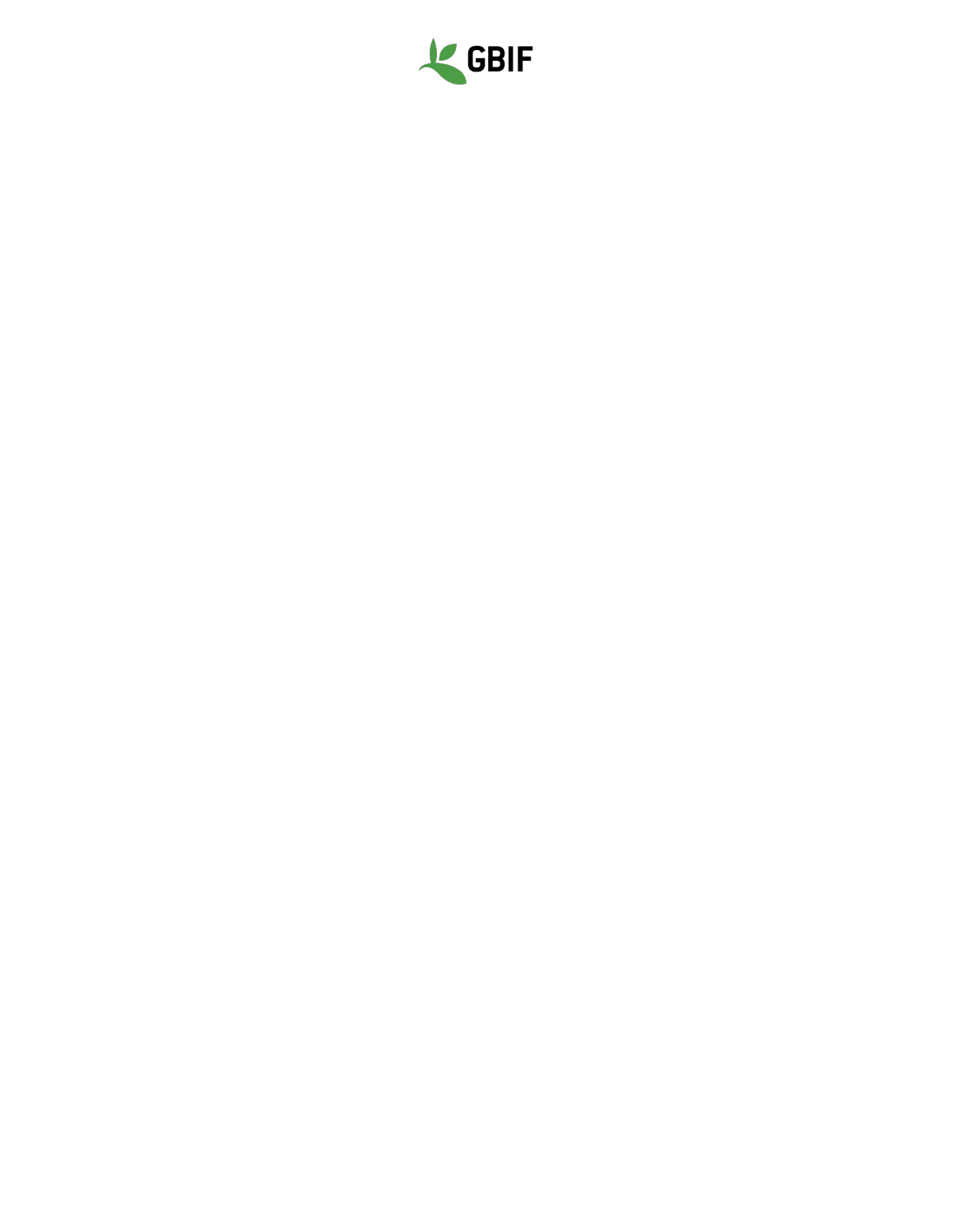GBIF